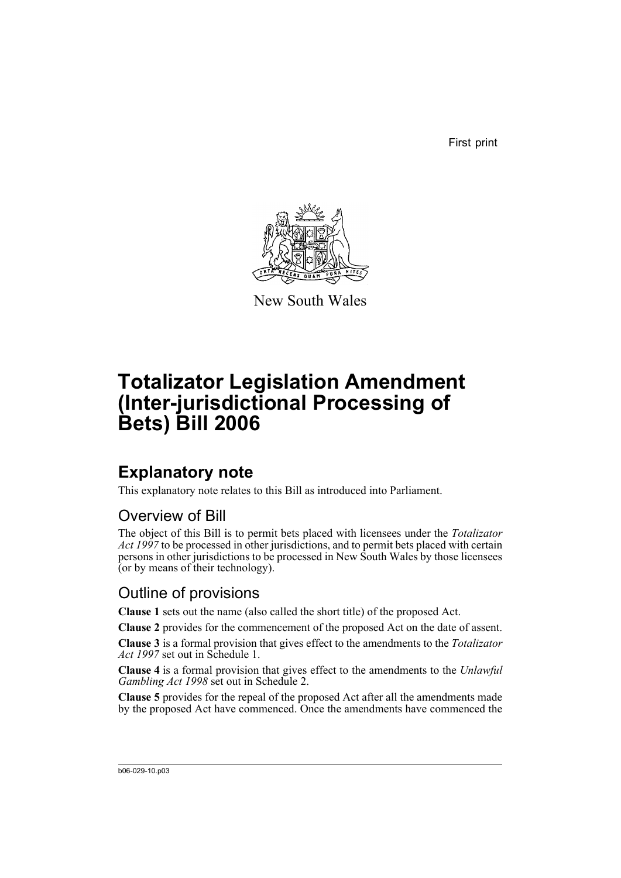First print

New South Wales

# Totalizator Legislation Amendment (Inter-jurisdictional Processing of Bets) Bill 2006

## Explanatory note

This explanatory note relates to this Bill as introduced into Parliament.

### Overview of Bill

The object of this Bill is to permit bets placed with licensees under the *Totalizator Act 1997* to be processed in other jurisdictions, and to permit bets placed with certain persons in other jurisdictions to be processed in New South Wales by those licensees (or by means of their technology).

### Outline of provisions

**Clause 1** sets out the name (also called the short title) of the proposed Act.

**Clause 2** provides for the commencement of the proposed Act on the date of assent.

**Clause 3** is a formal provision that gives effect to the amendments to the *Totalizator Act 1997* set out in Schedule 1.

**Clause 4** is a formal provision that gives effect to the amendments to the *Unlawful Gambling Act 1998* set out in Schedule 2.

**Clause 5** provides for the repeal of the proposed Act after all the amendments made by the proposed Act have commenced. Once the amendments have commenced the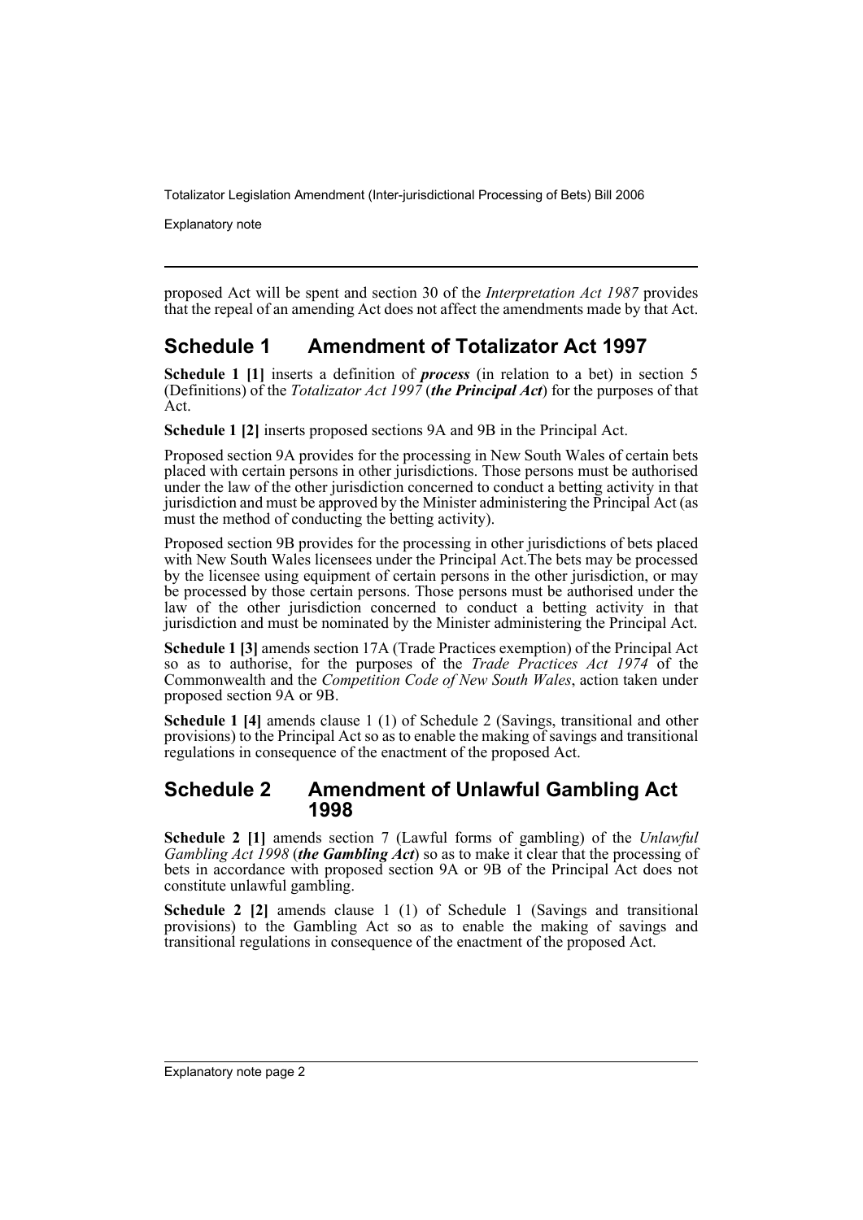proposed Act will be spent and section 30 of the *Interpretation Act 1987* provides that the repeal of an amending Act does not affect the amendments made by that Act.

## Schedule 1 Amendment of Totalizator Act 1997

**Schedule 1 [1]** inserts a definition of ***process*** (in relation to a bet) in section 5 (Definitions) of the *Totalizator Act 1997* (***the Principal Act***) for the purposes of that Act.

**Schedule 1 [2]** inserts proposed sections 9A and 9B in the Principal Act.

Proposed section 9A provides for the processing in New South Wales of certain bets placed with certain persons in other jurisdictions. Those persons must be authorised under the law of the other jurisdiction concerned to conduct a betting activity in that jurisdiction and must be approved by the Minister administering the Principal Act (as must the method of conducting the betting activity).

Proposed section 9B provides for the processing in other jurisdictions of bets placed with New South Wales licensees under the Principal Act.The bets may be processed by the licensee using equipment of certain persons in the other jurisdiction, or may be processed by those certain persons. Those persons must be authorised under the law of the other jurisdiction concerned to conduct a betting activity in that jurisdiction and must be nominated by the Minister administering the Principal Act.

**Schedule 1 [3]** amends section 17A (Trade Practices exemption) of the Principal Act so as to authorise, for the purposes of the *Trade Practices Act 1974* of the Commonwealth and the *Competition Code of New South Wales*, action taken under proposed section 9A or 9B.

**Schedule 1 [4]** amends clause 1 (1) of Schedule 2 (Savings, transitional and other provisions) to the Principal Act so as to enable the making of savings and transitional regulations in consequence of the enactment of the proposed Act.

## Schedule 2 Amendment of Unlawful Gambling Act 1998

**Schedule 2 [1]** amends section 7 (Lawful forms of gambling) of the *Unlawful Gambling Act 1998* (***the Gambling Act***) so as to make it clear that the processing of bets in accordance with proposed section 9A or 9B of the Principal Act does not constitute unlawful gambling.

**Schedule 2 [2]** amends clause 1 (1) of Schedule 1 (Savings and transitional provisions) to the Gambling Act so as to enable the making of savings and transitional regulations in consequence of the enactment of the proposed Act.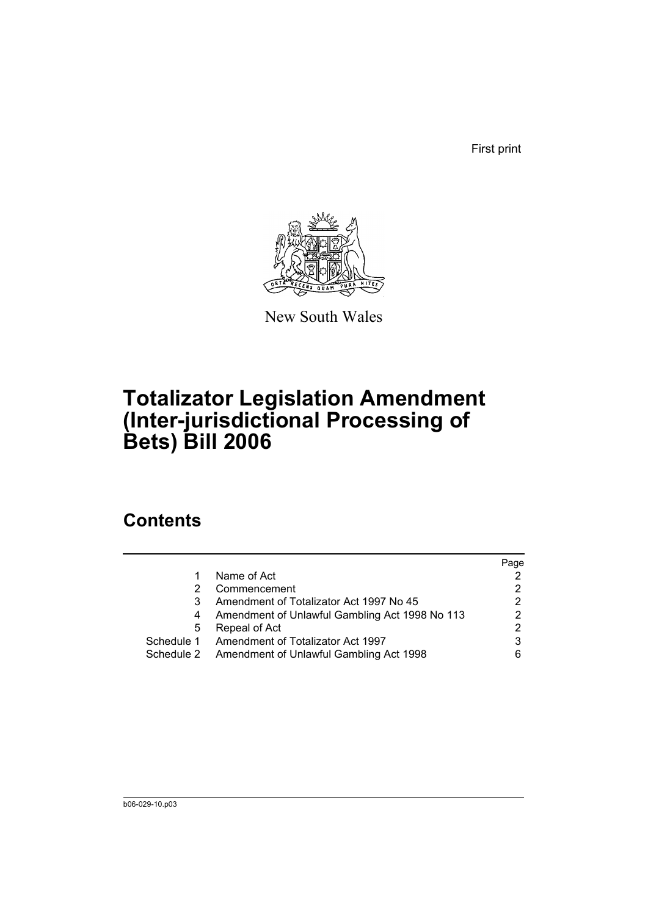First print

New South Wales

# Totalizator Legislation Amendment (Inter-jurisdictional Processing of Bets) Bill 2006

## Contents

| | | Page |
|---|---|---|
| 1 | Name of Act | 2 |
| 2 | Commencement | 2 |
| 3 | Amendment of Totalizator Act 1997 No 45 | 2 |
| 4 | Amendment of Unlawful Gambling Act 1998 No 113 | 2 |
| 5 | Repeal of Act | 2 |
| Schedule 1 | Amendment of Totalizator Act 1997 | 3 |
| Schedule 2 | Amendment of Unlawful Gambling Act 1998 | 6 |

b06-029-10.p03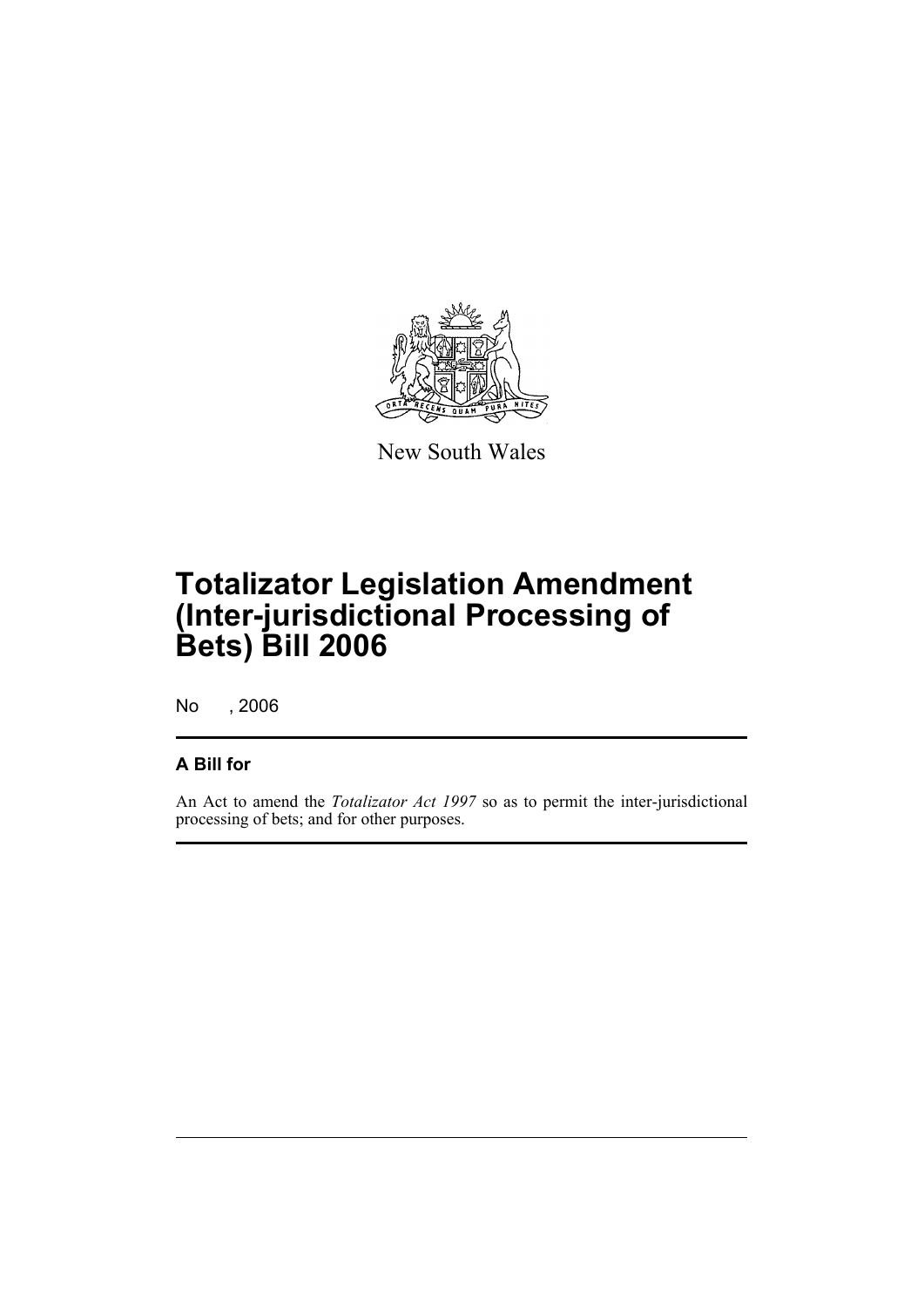New South Wales

# Totalizator Legislation Amendment (Inter-jurisdictional Processing of Bets) Bill 2006

No , 2006

## A Bill for

An Act to amend the *Totalizator Act 1997* so as to permit the inter-jurisdictional processing of bets; and for other purposes.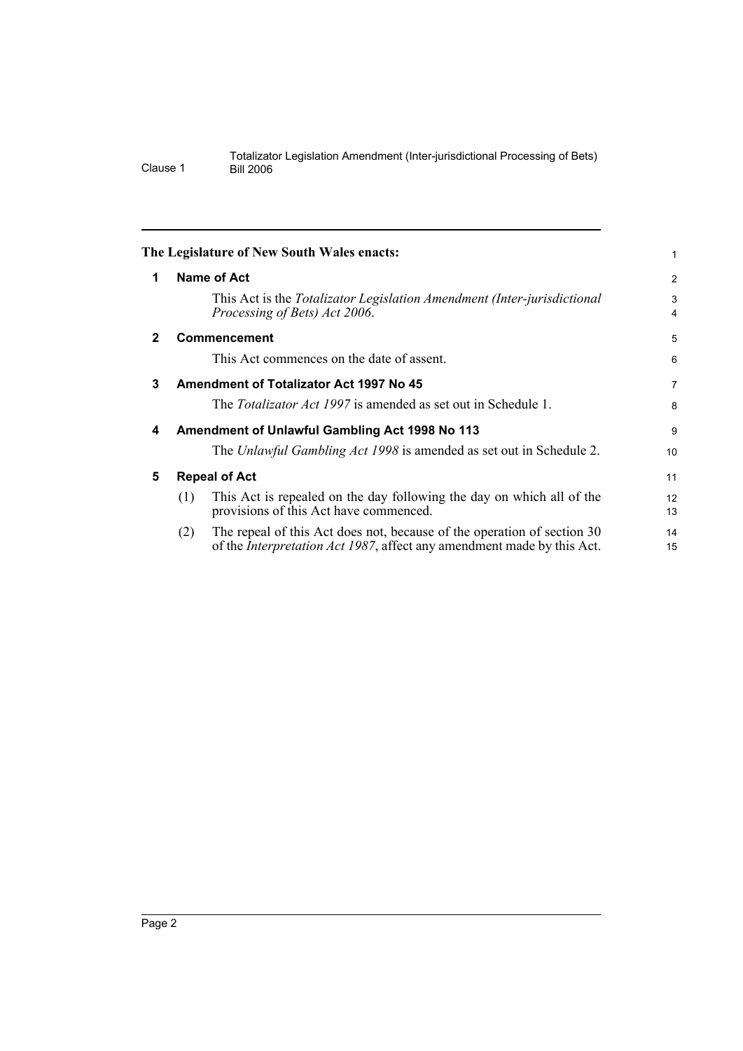**The Legislature of New South Wales enacts:**

## 1 Name of Act

This Act is the *Totalizator Legislation Amendment (Inter-jurisdictional Processing of Bets) Act 2006*.

## 2 Commencement

This Act commences on the date of assent.

## 3 Amendment of Totalizator Act 1997 No 45

The *Totalizator Act 1997* is amended as set out in Schedule 1.

## 4 Amendment of Unlawful Gambling Act 1998 No 113

The *Unlawful Gambling Act 1998* is amended as set out in Schedule 2.

## 5 Repeal of Act

(1) This Act is repealed on the day following the day on which all of the provisions of this Act have commenced.

(2) The repeal of this Act does not, because of the operation of section 30 of the *Interpretation Act 1987*, affect any amendment made by this Act.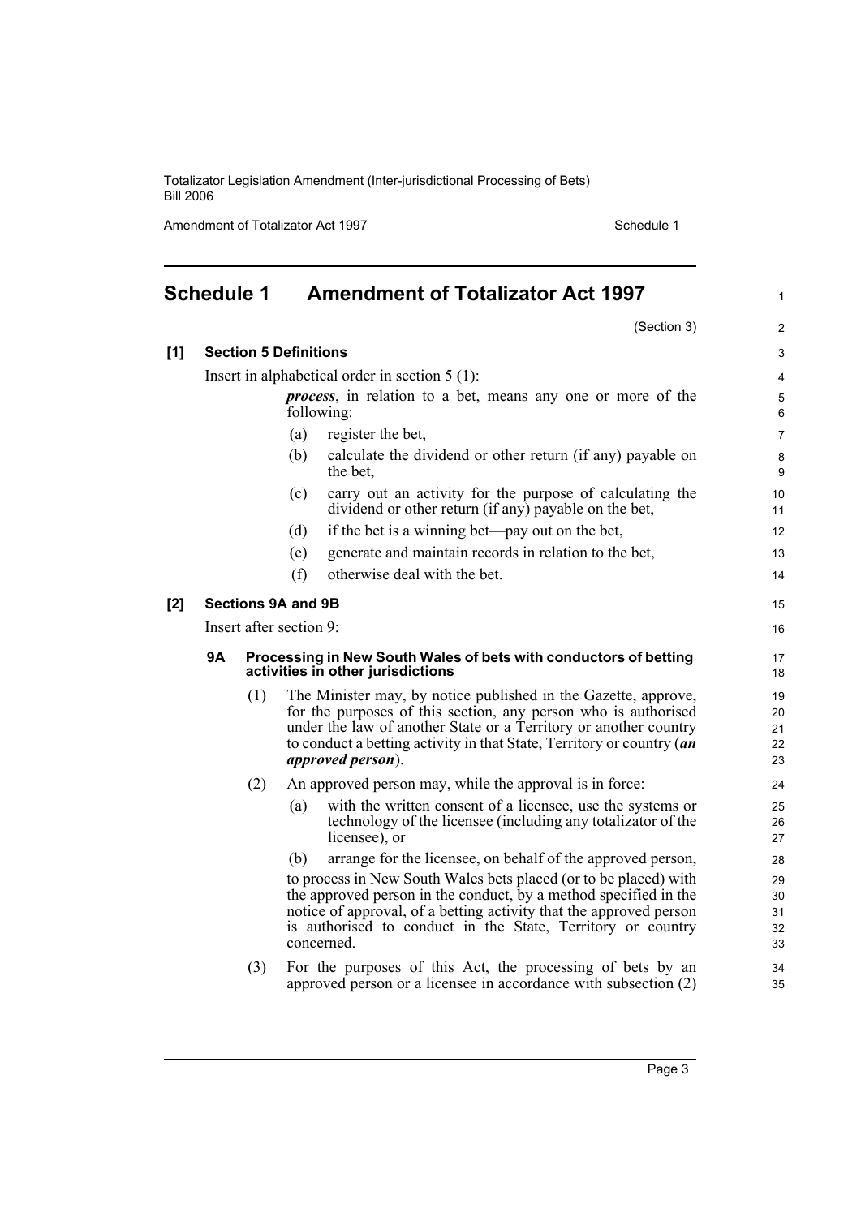# Schedule 1 Amendment of Totalizator Act 1997

(Section 3)

**[1] Section 5 Definitions**

Insert in alphabetical order in section 5 (1):

> ***process***, in relation to a bet, means any one or more of the following:
>
> (a) register the bet,
>
> (b) calculate the dividend or other return (if any) payable on the bet,
>
> (c) carry out an activity for the purpose of calculating the dividend or other return (if any) payable on the bet,
>
> (d) if the bet is a winning bet—pay out on the bet,
>
> (e) generate and maintain records in relation to the bet,
>
> (f) otherwise deal with the bet.

**[2] Sections 9A and 9B**

Insert after section 9:

> **9A Processing in New South Wales of bets with conductors of betting activities in other jurisdictions**
>
> (1) The Minister may, by notice published in the Gazette, approve, for the purposes of this section, any person who is authorised under the law of another State or a Territory or another country to conduct a betting activity in that State, Territory or country (***an approved person***).
>
> (2) An approved person may, while the approval is in force:
>
> (a) with the written consent of a licensee, use the systems or technology of the licensee (including any totalizator of the licensee), or
>
> (b) arrange for the licensee, on behalf of the approved person,
>
> to process in New South Wales bets placed (or to be placed) with the approved person in the conduct, by a method specified in the notice of approval, of a betting activity that the approved person is authorised to conduct in the State, Territory or country concerned.
>
> (3) For the purposes of this Act, the processing of bets by an approved person or a licensee in accordance with subsection (2)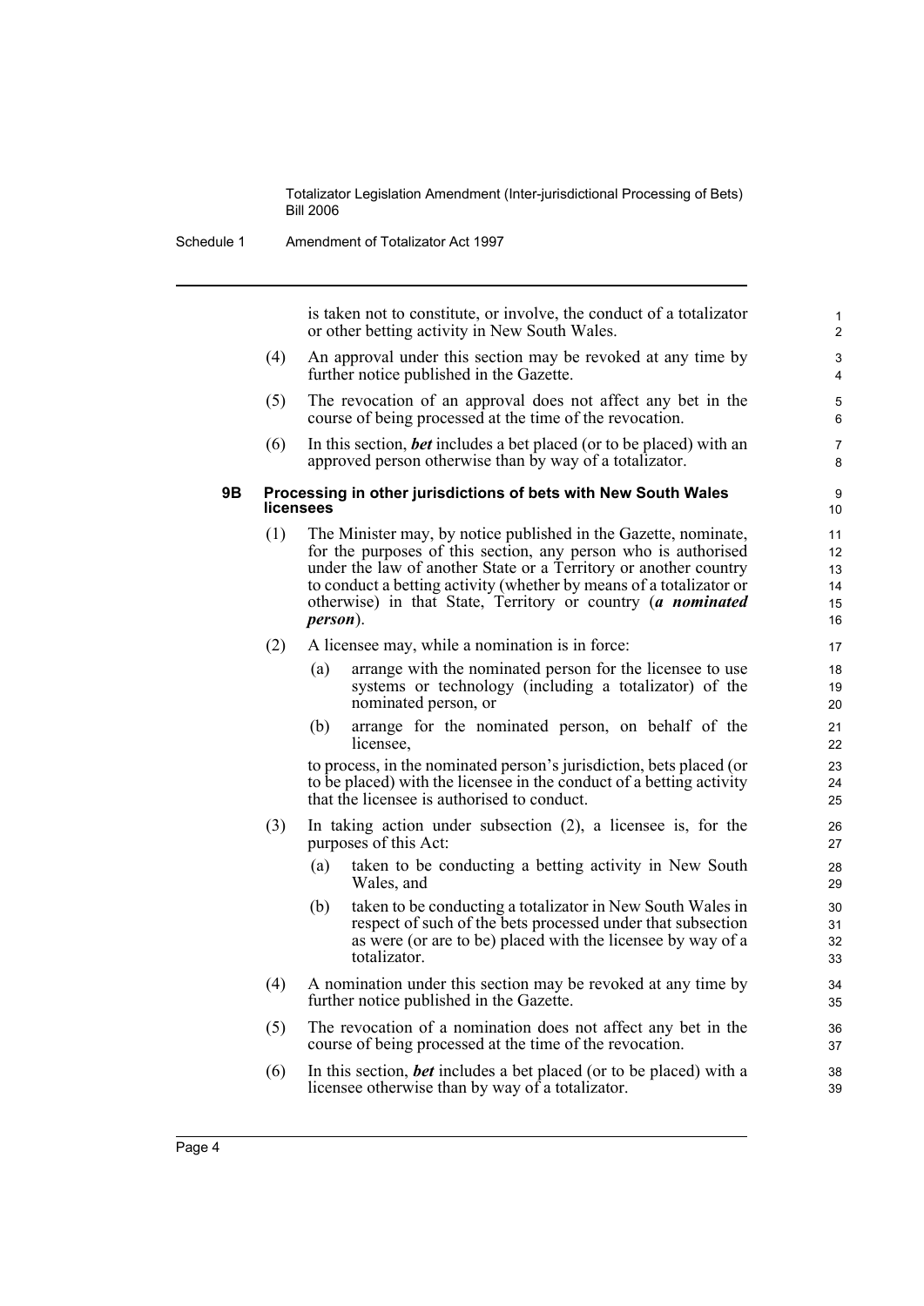is taken not to constitute, or involve, the conduct of a totalizator or other betting activity in New South Wales.

(4) An approval under this section may be revoked at any time by further notice published in the Gazette.

(5) The revocation of an approval does not affect any bet in the course of being processed at the time of the revocation.

(6) In this section, ***bet*** includes a bet placed (or to be placed) with an approved person otherwise than by way of a totalizator.

### 9B Processing in other jurisdictions of bets with New South Wales licensees

(1) The Minister may, by notice published in the Gazette, nominate, for the purposes of this section, any person who is authorised under the law of another State or a Territory or another country to conduct a betting activity (whether by means of a totalizator or otherwise) in that State, Territory or country (***a nominated person***).

(2) A licensee may, while a nomination is in force:

- (a) arrange with the nominated person for the licensee to use systems or technology (including a totalizator) of the nominated person, or
- (b) arrange for the nominated person, on behalf of the licensee,

to process, in the nominated person's jurisdiction, bets placed (or to be placed) with the licensee in the conduct of a betting activity that the licensee is authorised to conduct.

(3) In taking action under subsection (2), a licensee is, for the purposes of this Act:

- (a) taken to be conducting a betting activity in New South Wales, and
- (b) taken to be conducting a totalizator in New South Wales in respect of such of the bets processed under that subsection as were (or are to be) placed with the licensee by way of a totalizator.

(4) A nomination under this section may be revoked at any time by further notice published in the Gazette.

(5) The revocation of a nomination does not affect any bet in the course of being processed at the time of the revocation.

(6) In this section, ***bet*** includes a bet placed (or to be placed) with a licensee otherwise than by way of a totalizator.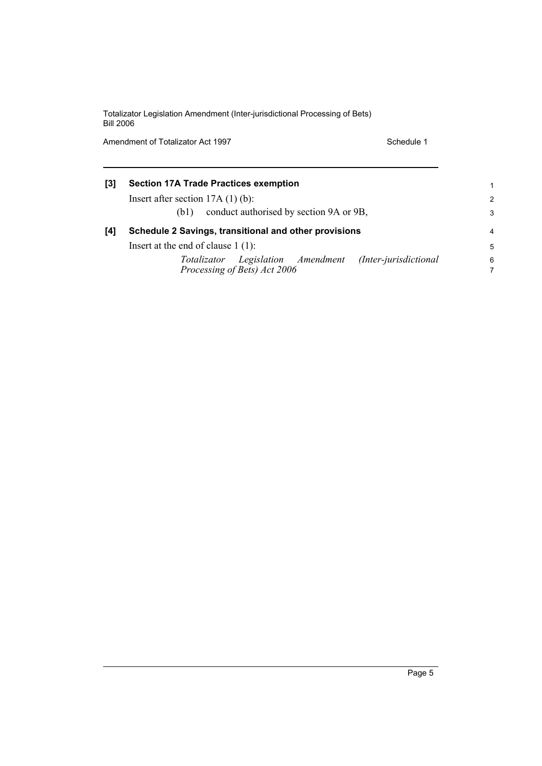**[3] Section 17A Trade Practices exemption**

Insert after section 17A (1) (b):

(b1) conduct authorised by section 9A or 9B,

**[4] Schedule 2 Savings, transitional and other provisions**

Insert at the end of clause 1 (1):

*Totalizator Legislation Amendment (Inter-jurisdictional Processing of Bets) Act 2006*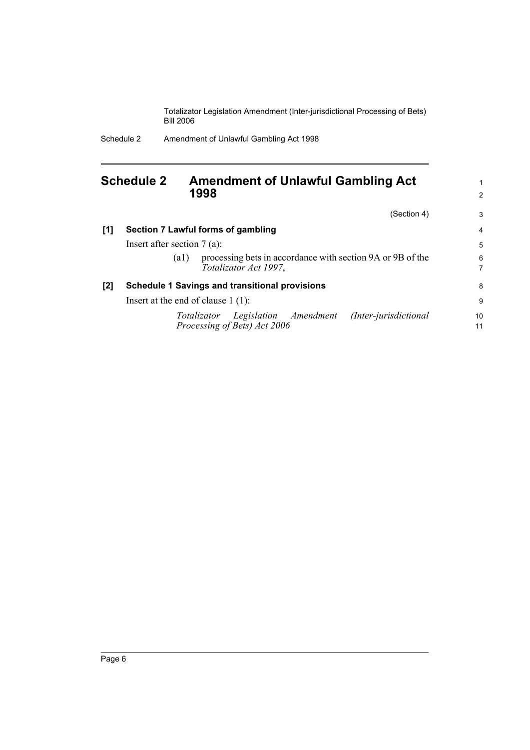## Schedule 2 Amendment of Unlawful Gambling Act 1998

(Section 4)

**[1] Section 7 Lawful forms of gambling**

Insert after section 7 (a):

(a1) processing bets in accordance with section 9A or 9B of the *Totalizator Act 1997*,

**[2] Schedule 1 Savings and transitional provisions**

Insert at the end of clause 1 (1):

*Totalizator Legislation Amendment (Inter-jurisdictional Processing of Bets) Act 2006*